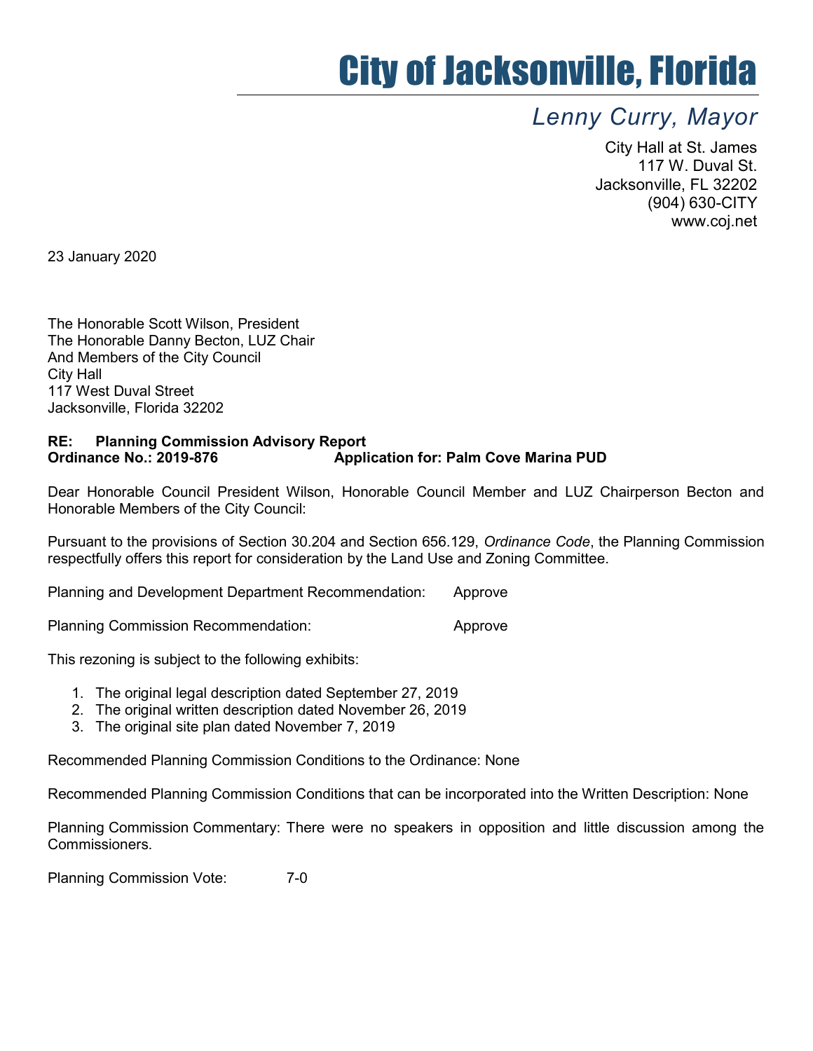# City of Jacksonville, Florida

*Lenny Curry, Mayor*

City Hall at St. James
117 W. Duval St.
Jacksonville, FL 32202
(904) 630-CITY
www.coj.net

23 January 2020

The Honorable Scott Wilson, President
The Honorable Danny Becton, LUZ Chair
And Members of the City Council
City Hall
117 West Duval Street
Jacksonville, Florida 32202

**RE: Planning Commission Advisory Report**
**Ordinance No.: 2019-876 Application for: Palm Cove Marina PUD**

Dear Honorable Council President Wilson, Honorable Council Member and LUZ Chairperson Becton and Honorable Members of the City Council:

Pursuant to the provisions of Section 30.204 and Section 656.129, *Ordinance Code*, the Planning Commission respectfully offers this report for consideration by the Land Use and Zoning Committee.

Planning and Development Department Recommendation: Approve

Planning Commission Recommendation: Approve

This rezoning is subject to the following exhibits:

1. The original legal description dated September 27, 2019
2. The original written description dated November 26, 2019
3. The original site plan dated November 7, 2019

Recommended Planning Commission Conditions to the Ordinance: None

Recommended Planning Commission Conditions that can be incorporated into the Written Description: None

Planning Commission Commentary: There were no speakers in opposition and little discussion among the Commissioners.

Planning Commission Vote: 7-0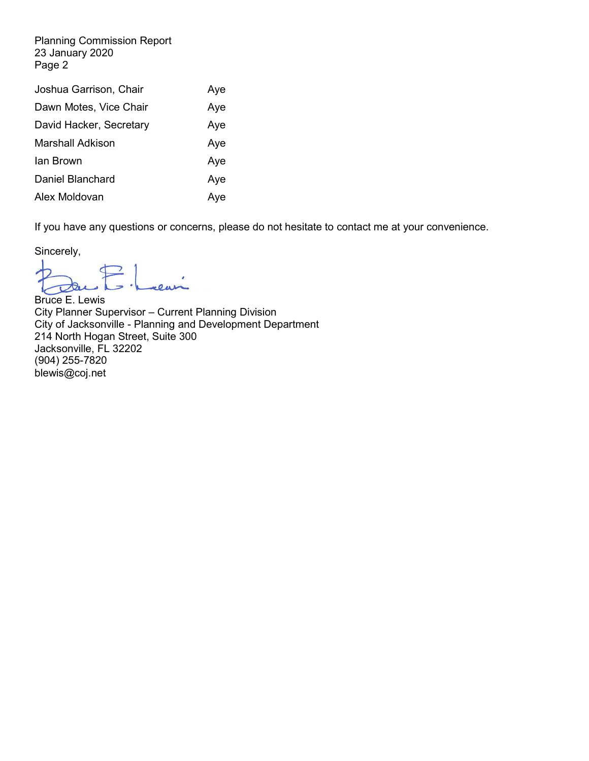| | |
|---|---|
| Joshua Garrison, Chair | Aye |
| Dawn Motes, Vice Chair | Aye |
| David Hacker, Secretary | Aye |
| Marshall Adkison | Aye |
| Ian Brown | Aye |
| Daniel Blanchard | Aye |
| Alex Moldovan | Aye |

If you have any questions or concerns, please do not hesitate to contact me at your convenience.

Sincerely,

Bruce E. Lewis
City Planner Supervisor – Current Planning Division
City of Jacksonville - Planning and Development Department
214 North Hogan Street, Suite 300
Jacksonville, FL 32202
(904) 255-7820
blewis@coj.net